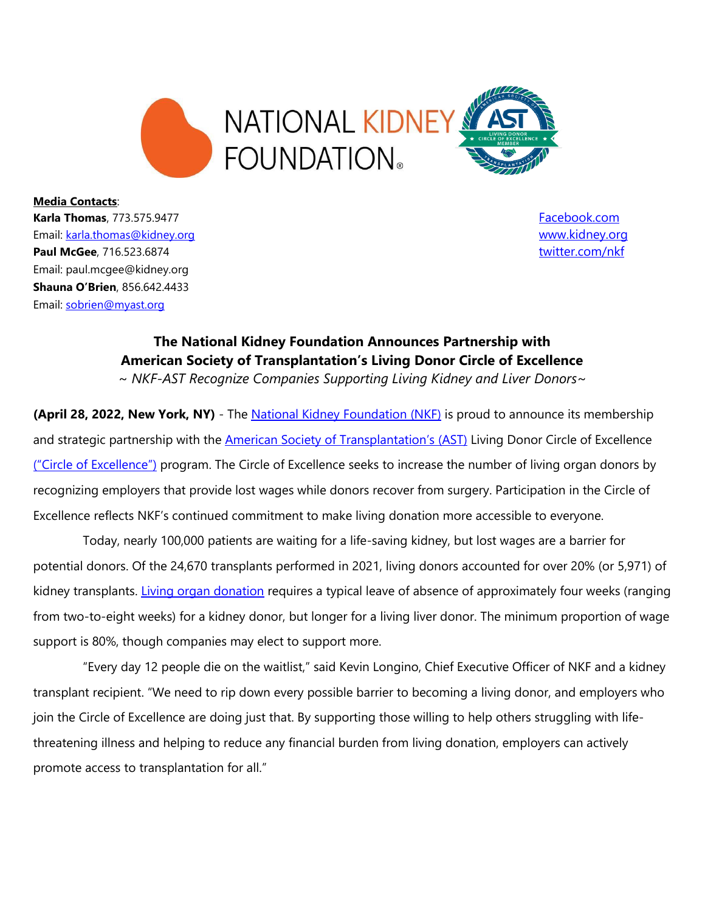**Media Contacts**:
**Karla Thomas**, 773.575.9477
Email: karla.thomas@kidney.org
**Paul McGee**, 716.523.6874
Email: paul.mcgee@kidney.org
**Shauna O'Brien**, 856.642.4433
Email: sobrien@myast.org

Facebook.com
www.kidney.org
twitter.com/nkf

## The National Kidney Foundation Announces Partnership with American Society of Transplantation's Living Donor Circle of Excellence

*~ NKF-AST Recognize Companies Supporting Living Kidney and Liver Donors~*

**(April 28, 2022, New York, NY)** - The National Kidney Foundation (NKF) is proud to announce its membership and strategic partnership with the American Society of Transplantation's (AST) Living Donor Circle of Excellence ("Circle of Excellence") program. The Circle of Excellence seeks to increase the number of living organ donors by recognizing employers that provide lost wages while donors recover from surgery. Participation in the Circle of Excellence reflects NKF's continued commitment to make living donation more accessible to everyone.

Today, nearly 100,000 patients are waiting for a life-saving kidney, but lost wages are a barrier for potential donors. Of the 24,670 transplants performed in 2021, living donors accounted for over 20% (or 5,971) of kidney transplants. Living organ donation requires a typical leave of absence of approximately four weeks (ranging from two-to-eight weeks) for a kidney donor, but longer for a living liver donor. The minimum proportion of wage support is 80%, though companies may elect to support more.

"Every day 12 people die on the waitlist," said Kevin Longino, Chief Executive Officer of NKF and a kidney transplant recipient. "We need to rip down every possible barrier to becoming a living donor, and employers who join the Circle of Excellence are doing just that. By supporting those willing to help others struggling with life-threatening illness and helping to reduce any financial burden from living donation, employers can actively promote access to transplantation for all."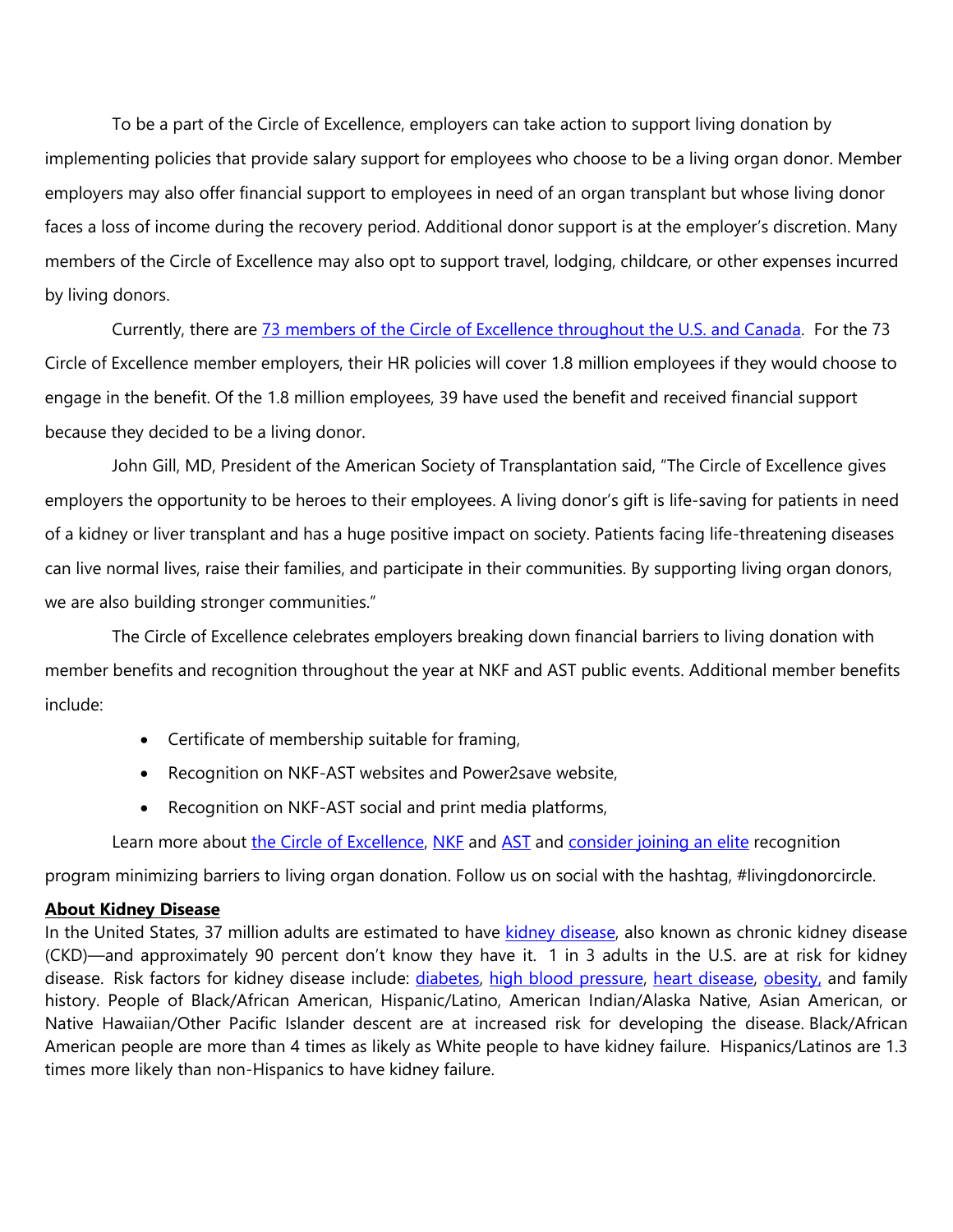To be a part of the Circle of Excellence, employers can take action to support living donation by implementing policies that provide salary support for employees who choose to be a living organ donor. Member employers may also offer financial support to employees in need of an organ transplant but whose living donor faces a loss of income during the recovery period. Additional donor support is at the employer's discretion. Many members of the Circle of Excellence may also opt to support travel, lodging, childcare, or other expenses incurred by living donors.

Currently, there are 73 members of the Circle of Excellence throughout the U.S. and Canada. For the 73 Circle of Excellence member employers, their HR policies will cover 1.8 million employees if they would choose to engage in the benefit. Of the 1.8 million employees, 39 have used the benefit and received financial support because they decided to be a living donor.

John Gill, MD, President of the American Society of Transplantation said, "The Circle of Excellence gives employers the opportunity to be heroes to their employees. A living donor's gift is life-saving for patients in need of a kidney or liver transplant and has a huge positive impact on society. Patients facing life-threatening diseases can live normal lives, raise their families, and participate in their communities. By supporting living organ donors, we are also building stronger communities."

The Circle of Excellence celebrates employers breaking down financial barriers to living donation with member benefits and recognition throughout the year at NKF and AST public events. Additional member benefits include:

- Certificate of membership suitable for framing,
- Recognition on NKF-AST websites and Power2save website,
- Recognition on NKF-AST social and print media platforms,

Learn more about the Circle of Excellence, NKF and AST and consider joining an elite recognition program minimizing barriers to living organ donation. Follow us on social with the hashtag, #livingdonorcircle.

**About Kidney Disease**

In the United States, 37 million adults are estimated to have kidney disease, also known as chronic kidney disease (CKD)—and approximately 90 percent don't know they have it. 1 in 3 adults in the U.S. are at risk for kidney disease. Risk factors for kidney disease include: diabetes, high blood pressure, heart disease, obesity, and family history. People of Black/African American, Hispanic/Latino, American Indian/Alaska Native, Asian American, or Native Hawaiian/Other Pacific Islander descent are at increased risk for developing the disease. Black/African American people are more than 4 times as likely as White people to have kidney failure. Hispanics/Latinos are 1.3 times more likely than non-Hispanics to have kidney failure.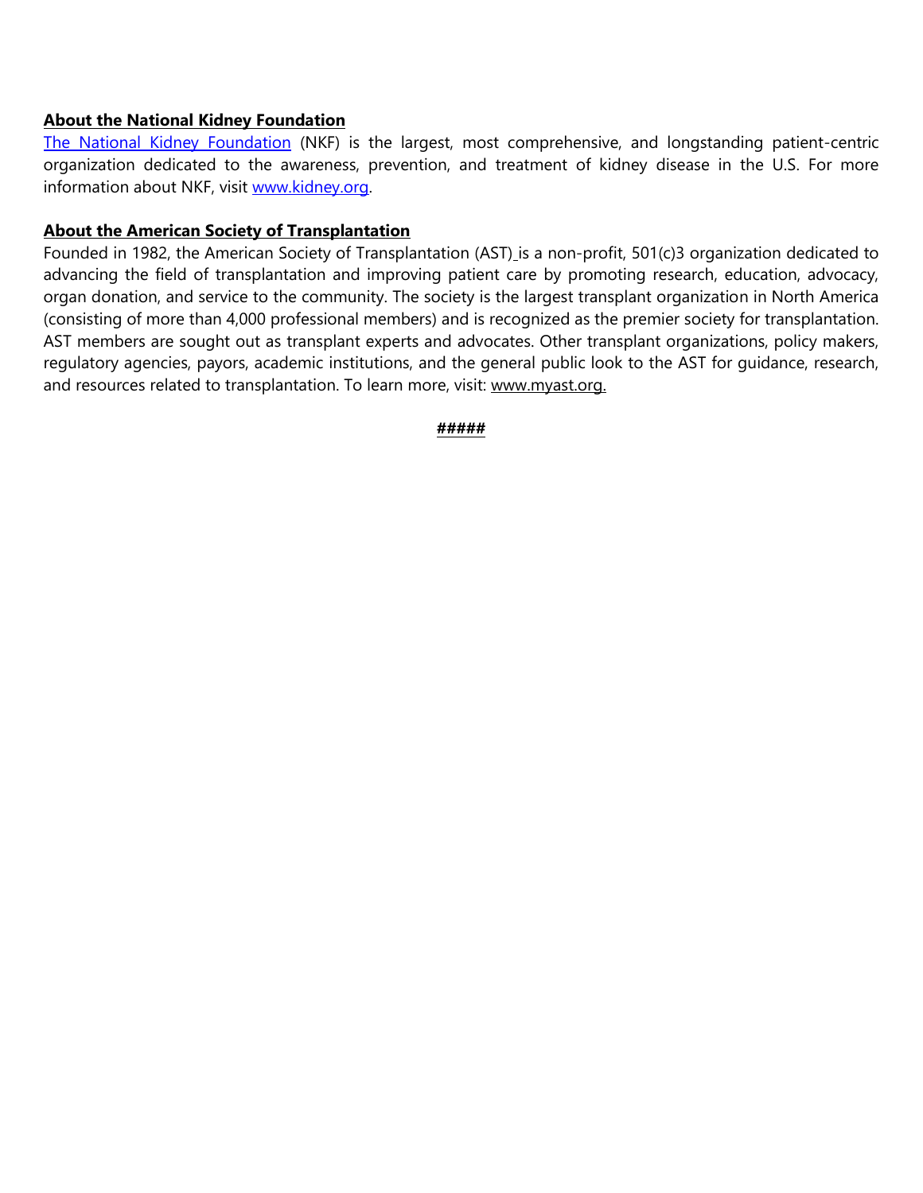**About the National Kidney Foundation**

The National Kidney Foundation (NKF) is the largest, most comprehensive, and longstanding patient-centric organization dedicated to the awareness, prevention, and treatment of kidney disease in the U.S. For more information about NKF, visit www.kidney.org.

**About the American Society of Transplantation**

Founded in 1982, the American Society of Transplantation (AST) is a non-profit, 501(c)3 organization dedicated to advancing the field of transplantation and improving patient care by promoting research, education, advocacy, organ donation, and service to the community. The society is the largest transplant organization in North America (consisting of more than 4,000 professional members) and is recognized as the premier society for transplantation. AST members are sought out as transplant experts and advocates. Other transplant organizations, policy makers, regulatory agencies, payors, academic institutions, and the general public look to the AST for guidance, research, and resources related to transplantation. To learn more, visit: www.myast.org.

**#####**